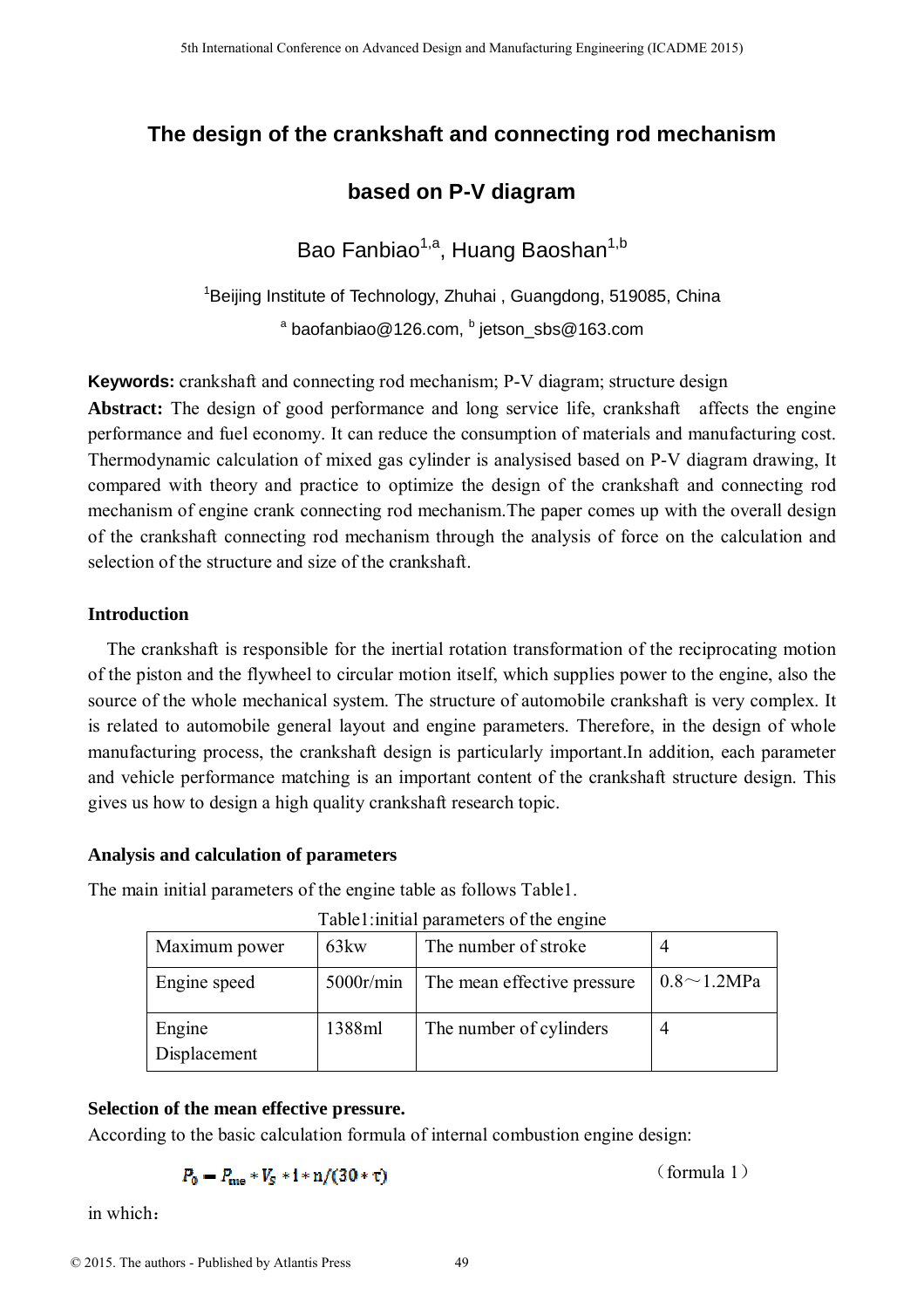# The design of the crankshaft and connecting rod mechanism based on P-V diagram

Bao Fanbiao[1,a], Huang Baoshan[1,b]

[1]Beijing Institute of Technology, Zhuhai , Guangdong, 519085, China

[a] baofanbiao@126.com, [b] jetson_sbs@163.com

**Keywords:** crankshaft and connecting rod mechanism; P-V diagram; structure design

**Abstract:** The design of good performance and long service life, crankshaft affects the engine performance and fuel economy. It can reduce the consumption of materials and manufacturing cost. Thermodynamic calculation of mixed gas cylinder is analysised based on P-V diagram drawing, It compared with theory and practice to optimize the design of the crankshaft and connecting rod mechanism of engine crank connecting rod mechanism.The paper comes up with the overall design of the crankshaft connecting rod mechanism through the analysis of force on the calculation and selection of the structure and size of the crankshaft.

## Introduction

The crankshaft is responsible for the inertial rotation transformation of the reciprocating motion of the piston and the flywheel to circular motion itself, which supplies power to the engine, also the source of the whole mechanical system. The structure of automobile crankshaft is very complex. It is related to automobile general layout and engine parameters. Therefore, in the design of whole manufacturing process, the crankshaft design is particularly important.In addition, each parameter and vehicle performance matching is an important content of the crankshaft structure design. This gives us how to design a high quality crankshaft research topic.

## Analysis and calculation of parameters

The main initial parameters of the engine table as follows Table1.

Table1:initial parameters of the engine

| Maximum power | 63kw | The number of stroke | 4 |
|---|---|---|---|
| Engine speed | 5000r/min | The mean effective pressure | 0.8～1.2MPa |
| Engine Displacement | 1388ml | The number of cylinders | 4 |

### Selection of the mean effective pressure.

According to the basic calculation formula of internal combustion engine design:

$$P_0 = P_{me} * V_S * i * n/(30 * \tau) \qquad \text{(formula 1)}$$

in which：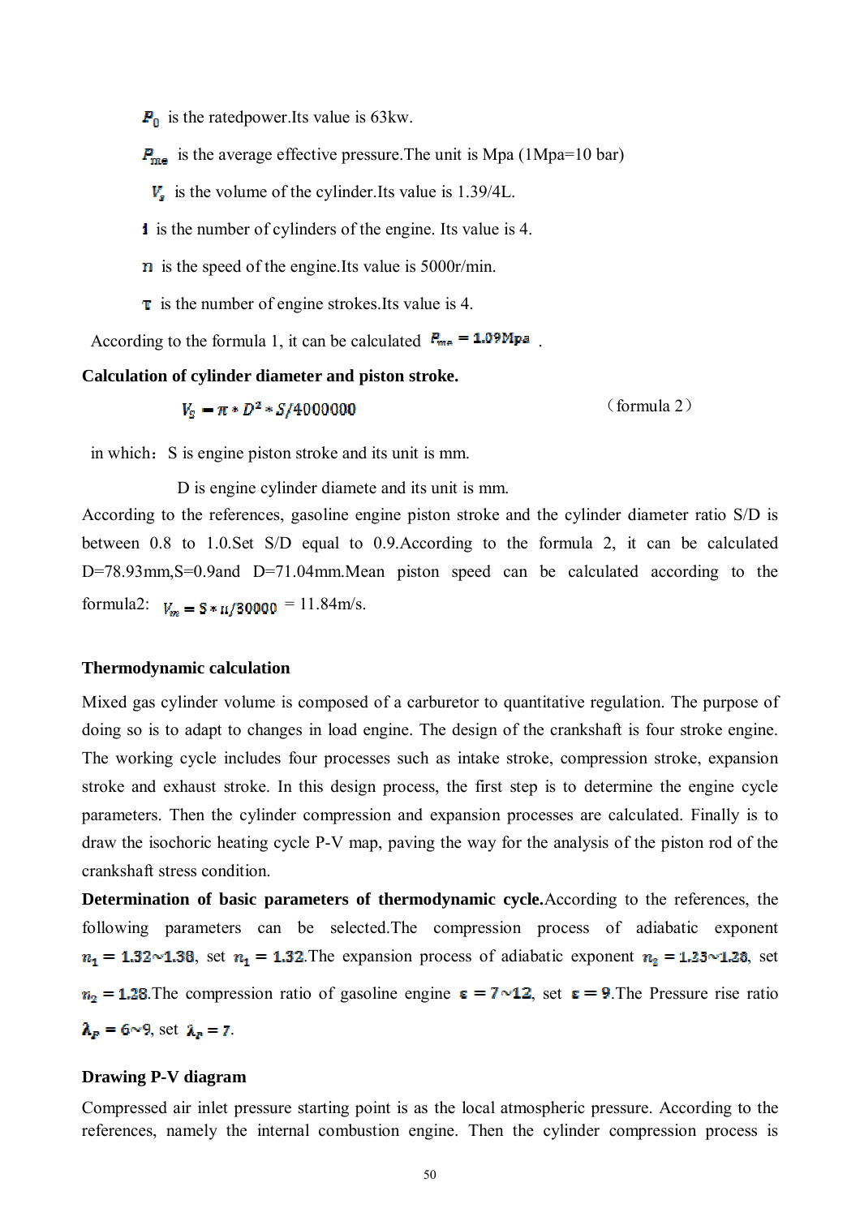$P_0$ is the ratedpower.Its value is 63kw.

$P_{me}$ is the average effective pressure.The unit is Mpa (1Mpa=10 bar)

$V_s$ is the volume of the cylinder.Its value is 1.39/4L.

$i$ is the number of cylinders of the engine. Its value is 4.

$n$ is the speed of the engine.Its value is 5000r/min.

$\tau$ is the number of engine strokes.Its value is 4.

According to the formula 1, it can be calculated $P_{me} = 1.09Mpa$ .

**Calculation of cylinder diameter and piston stroke.**

$$V_S = \pi * D^2 * S/4000000 \qquad \text{(formula 2)}$$

in which：S is engine piston stroke and its unit is mm.

D is engine cylinder diamete and its unit is mm.

According to the references, gasoline engine piston stroke and the cylinder diameter ratio S/D is between 0.8 to 1.0.Set S/D equal to 0.9.According to the formula 2, it can be calculated D=78.93mm,S=0.9and D=71.04mm.Mean piston speed can be calculated according to the formula2: $V_m = S * n/30000$ = 11.84m/s.

**Thermodynamic calculation**

Mixed gas cylinder volume is composed of a carburetor to quantitative regulation. The purpose of doing so is to adapt to changes in load engine. The design of the crankshaft is four stroke engine. The working cycle includes four processes such as intake stroke, compression stroke, expansion stroke and exhaust stroke. In this design process, the first step is to determine the engine cycle parameters. Then the cylinder compression and expansion processes are calculated. Finally is to draw the isochoric heating cycle P-V map, paving the way for the analysis of the piston rod of the crankshaft stress condition.

**Determination of basic parameters of thermodynamic cycle.** According to the references, the following parameters can be selected.The compression process of adiabatic exponent $n_1 = 1.32 \sim 1.38$, set $n_1 = 1.32$.The expansion process of adiabatic exponent $n_2 = 1.25 \sim 1.28$, set $n_2 = 1.28$.The compression ratio of gasoline engine $\varepsilon = 7 \sim 12$, set $\varepsilon = 9$.The Pressure rise ratio $\lambda_p = 6 \sim 9$, set $\lambda_p = 7$.

**Drawing P-V diagram**

Compressed air inlet pressure starting point is as the local atmospheric pressure. According to the references, namely the internal combustion engine. Then the cylinder compression process is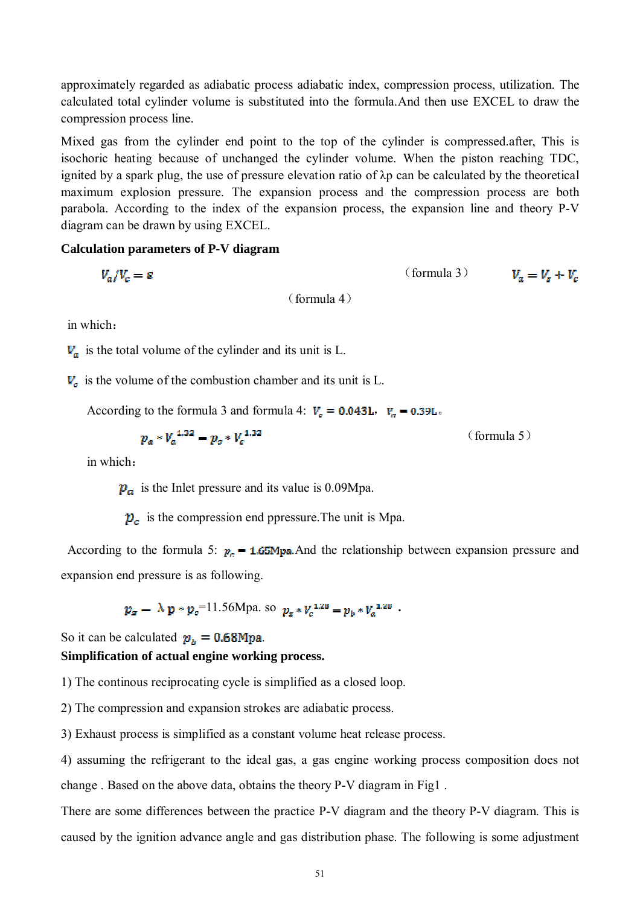approximately regarded as adiabatic process adiabatic index, compression process, utilization. The calculated total cylinder volume is substituted into the formula.And then use EXCEL to draw the compression process line.

Mixed gas from the cylinder end point to the top of the cylinder is compressed.after, This is isochoric heating because of unchanged the cylinder volume. When the piston reaching TDC, ignited by a spark plug, the use of pressure elevation ratio of λp can be calculated by the theoretical maximum explosion pressure. The expansion process and the compression process are both parabola. According to the index of the expansion process, the expansion line and theory P-V diagram can be drawn by using EXCEL.

**Calculation parameters of P-V diagram**

$$V_a/V_c = \varepsilon \quad \text{(formula 3)} \qquad V_a = V_s + V_c \quad \text{(formula 4)}$$

in which：

$V_a$ is the total volume of the cylinder and its unit is L.

$V_c$ is the volume of the combustion chamber and its unit is L.

According to the formula 3 and formula 4: $V_c = 0.043\text{L}$，$V_a = 0.39\text{L}$。

$$p_a * V_a^{1.32} = p_c * V_c^{1.32} \quad \text{(formula 5)}$$

in which：

$p_a$ is the Inlet pressure and its value is 0.09Mpa.

$p_c$ is the compression end ppressure.The unit is Mpa.

According to the formula 5: $p_c = 1.65\text{Mpa}$.And the relationship between expansion pressure and expansion end pressure is as following.

$p_z = \lambda p * p_c$=11.56Mpa. so $p_z * V_c^{1.28} = p_b * V_a^{1.28}$ .

So it can be calculated $p_b = 0.68\text{Mpa}$.

**Simplification of actual engine working process.**

1) The continous reciprocating cycle is simplified as a closed loop.

2) The compression and expansion strokes are adiabatic process.

3) Exhaust process is simplified as a constant volume heat release process.

4) assuming the refrigerant to the ideal gas, a gas engine working process composition does not change . Based on the above data, obtains the theory P-V diagram in Fig1 .

There are some differences between the practice P-V diagram and the theory P-V diagram. This is caused by the ignition advance angle and gas distribution phase. The following is some adjustment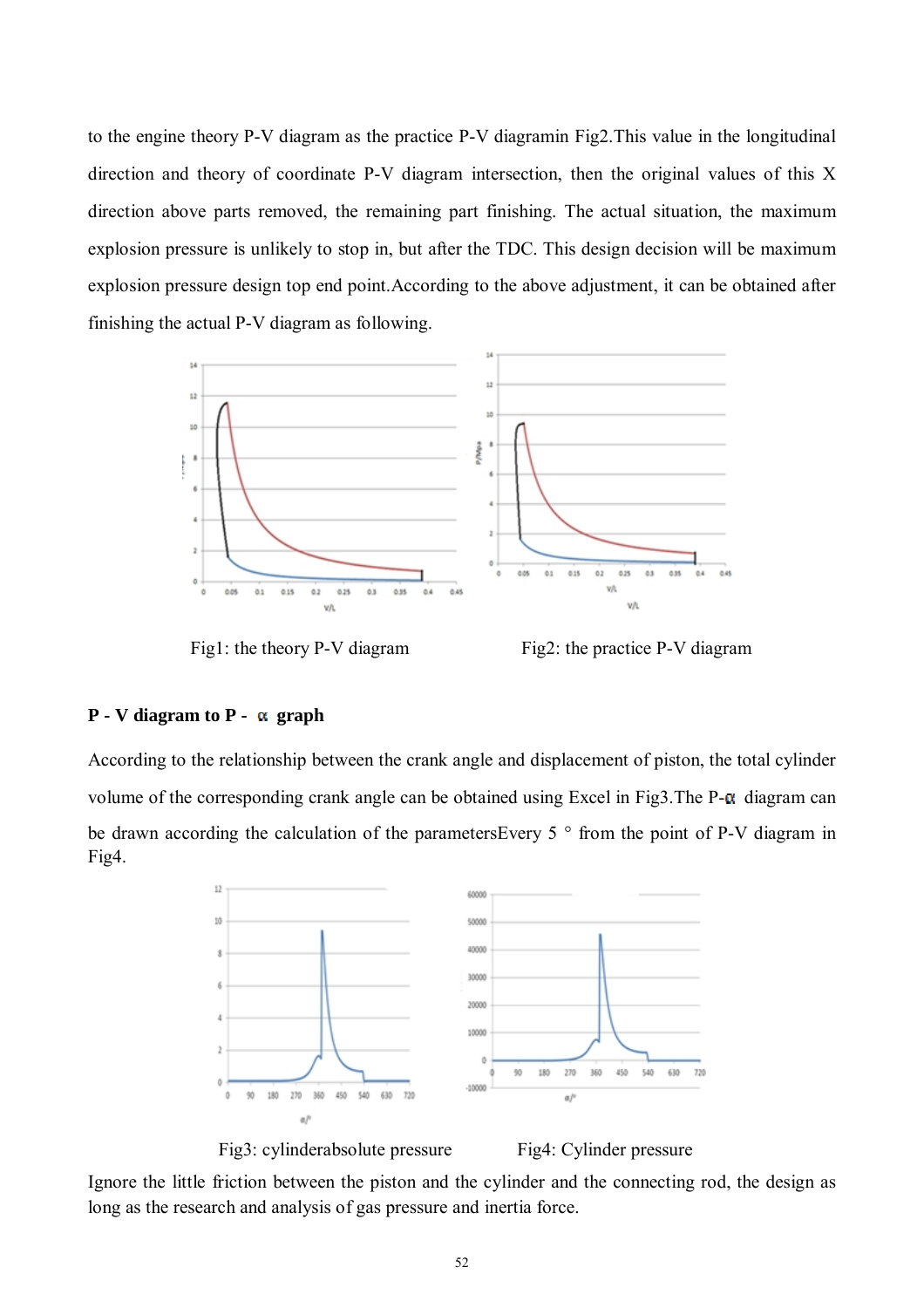to the engine theory P-V diagram as the practice P-V diagramin Fig2.This value in the longitudinal direction and theory of coordinate P-V diagram intersection, then the original values of this X direction above parts removed, the remaining part finishing. The actual situation, the maximum explosion pressure is unlikely to stop in, but after the TDC. This design decision will be maximum explosion pressure design top end point.According to the above adjustment, it can be obtained after finishing the actual P-V diagram as following.

Fig1: the theory P-V diagram

Fig2: the practice P-V diagram

**P - V diagram to P - α graph**

According to the relationship between the crank angle and displacement of piston, the total cylinder volume of the corresponding crank angle can be obtained using Excel in Fig3.The P-α diagram can be drawn according the calculation of the parametersEvery 5 ° from the point of P-V diagram in Fig4.

Fig3: cylinderabsolute pressure

Fig4: Cylinder pressure

Ignore the little friction between the piston and the cylinder and the connecting rod, the design as long as the research and analysis of gas pressure and inertia force.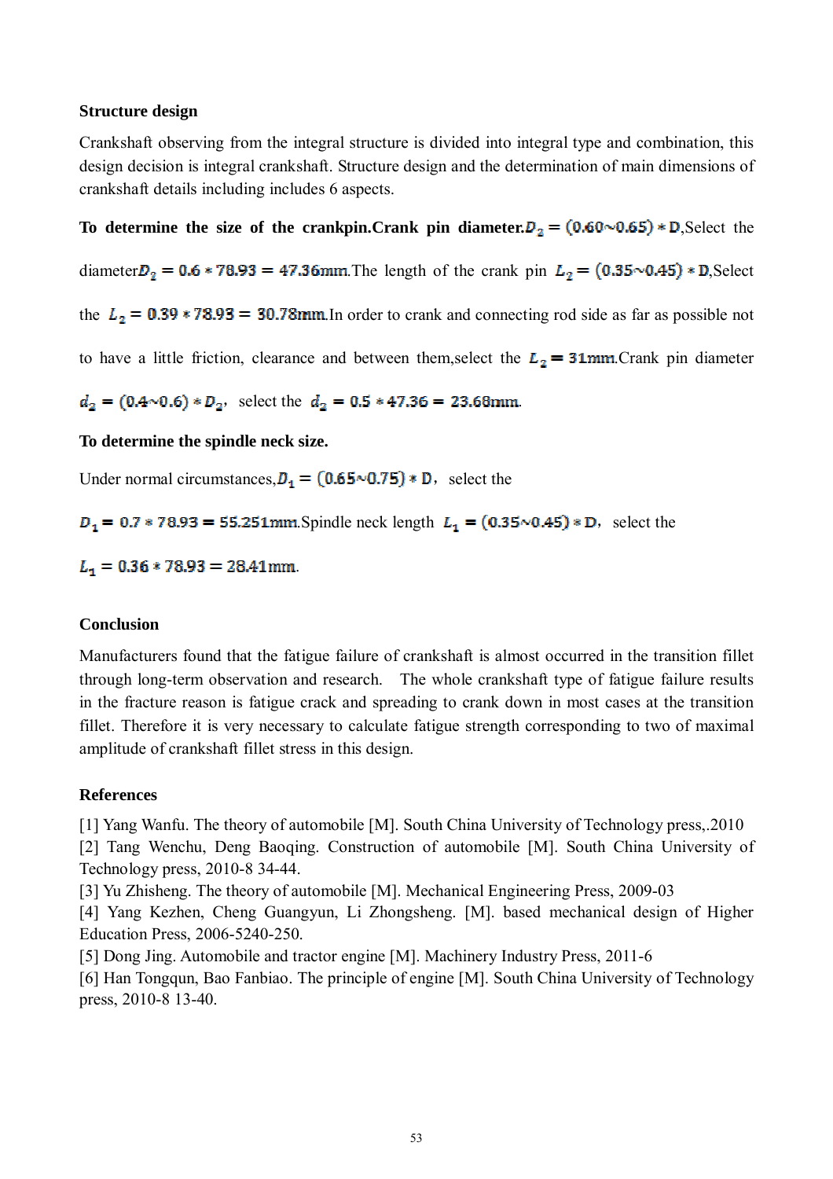**Structure design**

Crankshaft observing from the integral structure is divided into integral type and combination, this design decision is integral crankshaft. Structure design and the determination of main dimensions of crankshaft details including includes 6 aspects.

**To determine the size of the crankpin.Crank pin diameter.**$D_2 = (0.60 \sim 0.65) * D$,Select the diameter$D_2 = 0.6 * 78.93 = 47.36\text{mm}$.The length of the crank pin $L_2 = (0.35 \sim 0.45) * D$,Select the $L_2 = 0.39 * 78.93 = 30.78\text{mm}$.In order to crank and connecting rod side as far as possible not to have a little friction, clearance and between them,select the $L_2 = 31\text{mm}$.Crank pin diameter $d_2 = (0.4 \sim 0.6) * D_2$, select the $d_2 = 0.5 * 47.36 = 23.68\text{mm}$.

**To determine the spindle neck size.**

Under normal circumstances,$D_1 = (0.65 \sim 0.75) * D$, select the $D_1 = 0.7 * 78.93 = 55.251\text{mm}$.Spindle neck length $L_1 = (0.35 \sim 0.45) * D$, select the $L_1 = 0.36 * 78.93 = 28.41\text{mm}$.

**Conclusion**

Manufacturers found that the fatigue failure of crankshaft is almost occurred in the transition fillet through long-term observation and research. The whole crankshaft type of fatigue failure results in the fracture reason is fatigue crack and spreading to crank down in most cases at the transition fillet. Therefore it is very necessary to calculate fatigue strength corresponding to two of maximal amplitude of crankshaft fillet stress in this design.

**References**

[1] Yang Wanfu. The theory of automobile [M]. South China University of Technology press,.2010
[2] Tang Wenchu, Deng Baoqing. Construction of automobile [M]. South China University of Technology press, 2010-8 34-44.
[3] Yu Zhisheng. The theory of automobile [M]. Mechanical Engineering Press, 2009-03
[4] Yang Kezhen, Cheng Guangyun, Li Zhongsheng. [M]. based mechanical design of Higher Education Press, 2006-5240-250.
[5] Dong Jing. Automobile and tractor engine [M]. Machinery Industry Press, 2011-6
[6] Han Tongqun, Bao Fanbiao. The principle of engine [M]. South China University of Technology press, 2010-8 13-40.